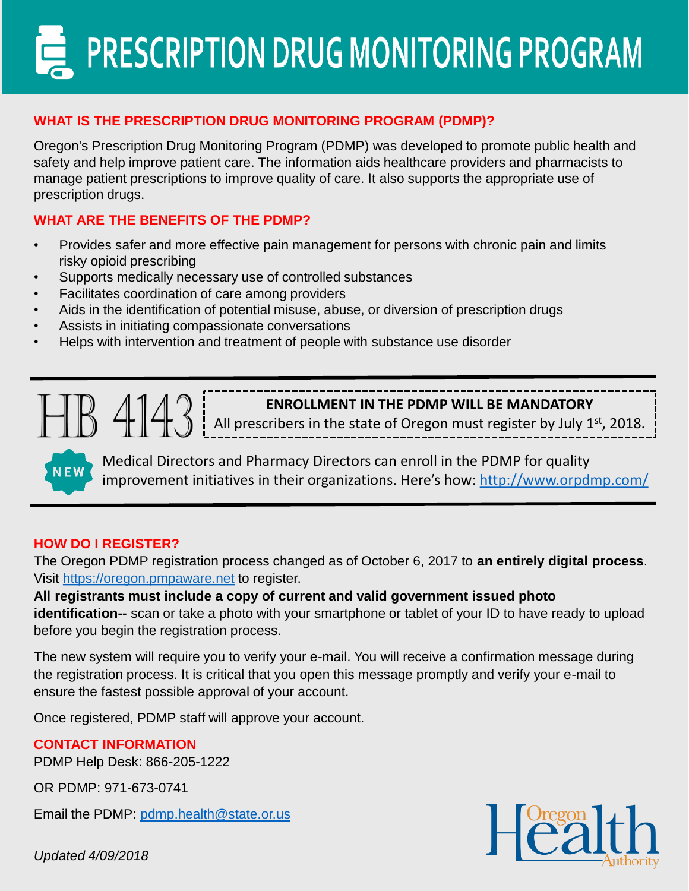# PRESCRIPTION DRUG MONITORING PROGRAM

## WHAT IS THE PRESCRIPTION DRUG MONITORING PROGRAM (PDMP)?

Oregon's Prescription Drug Monitoring Program (PDMP) was developed to promote public health and safety and help improve patient care. The information aids healthcare providers and pharmacists to manage patient prescriptions to improve quality of care. It also supports the appropriate use of prescription drugs.

## WHAT ARE THE BENEFITS OF THE PDMP?

- Provides safer and more effective pain management for persons with chronic pain and limits risky opioid prescribing
- Supports medically necessary use of controlled substances
- Facilitates coordination of care among providers
- Aids in the identification of potential misuse, abuse, or diversion of prescription drugs
- Assists in initiating compassionate conversations
- Helps with intervention and treatment of people with substance use disorder

## HB 4143

**ENROLLMENT IN THE PDMP WILL BE MANDATORY**

All prescribers in the state of Oregon must register by July 1st, 2018.

NEW

Medical Directors and Pharmacy Directors can enroll in the PDMP for quality improvement initiatives in their organizations. Here's how: http://www.orpdmp.com/

## HOW DO I REGISTER?

The Oregon PDMP registration process changed as of October 6, 2017 to **an entirely digital process**. Visit https://oregon.pmpaware.net to register.

**All registrants must include a copy of current and valid government issued photo identification--** scan or take a photo with your smartphone or tablet of your ID to have ready to upload before you begin the registration process.

The new system will require you to verify your e-mail. You will receive a confirmation message during the registration process. It is critical that you open this message promptly and verify your e-mail to ensure the fastest possible approval of your account.

Once registered, PDMP staff will approve your account.

## CONTACT INFORMATION

PDMP Help Desk: 866-205-1222

OR PDMP: 971-673-0741

Email the PDMP: pdmp.health@state.or.us

Oregon Health Authority

*Updated 4/09/2018*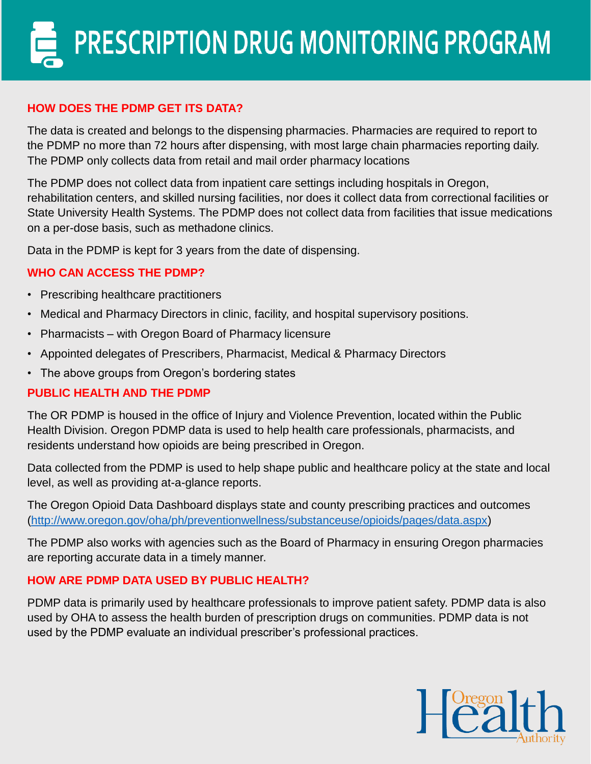# PRESCRIPTION DRUG MONITORING PROGRAM

## HOW DOES THE PDMP GET ITS DATA?

The data is created and belongs to the dispensing pharmacies. Pharmacies are required to report to the PDMP no more than 72 hours after dispensing, with most large chain pharmacies reporting daily. The PDMP only collects data from retail and mail order pharmacy locations

The PDMP does not collect data from inpatient care settings including hospitals in Oregon, rehabilitation centers, and skilled nursing facilities, nor does it collect data from correctional facilities or State University Health Systems. The PDMP does not collect data from facilities that issue medications on a per-dose basis, such as methadone clinics.

Data in the PDMP is kept for 3 years from the date of dispensing.

## WHO CAN ACCESS THE PDMP?

- Prescribing healthcare practitioners
- Medical and Pharmacy Directors in clinic, facility, and hospital supervisory positions.
- Pharmacists – with Oregon Board of Pharmacy licensure
- Appointed delegates of Prescribers, Pharmacist, Medical & Pharmacy Directors
- The above groups from Oregon's bordering states

## PUBLIC HEALTH AND THE PDMP

The OR PDMP is housed in the office of Injury and Violence Prevention, located within the Public Health Division. Oregon PDMP data is used to help health care professionals, pharmacists, and residents understand how opioids are being prescribed in Oregon.

Data collected from the PDMP is used to help shape public and healthcare policy at the state and local level, as well as providing at-a-glance reports.

The Oregon Opioid Data Dashboard displays state and county prescribing practices and outcomes (http://www.oregon.gov/oha/ph/preventionwellness/substanceuse/opioids/pages/data.aspx)

The PDMP also works with agencies such as the Board of Pharmacy in ensuring Oregon pharmacies are reporting accurate data in a timely manner.

## HOW ARE PDMP DATA USED BY PUBLIC HEALTH?

PDMP data is primarily used by healthcare professionals to improve patient safety. PDMP data is also used by OHA to assess the health burden of prescription drugs on communities. PDMP data is not used by the PDMP evaluate an individual prescriber's professional practices.

Oregon Health Authority